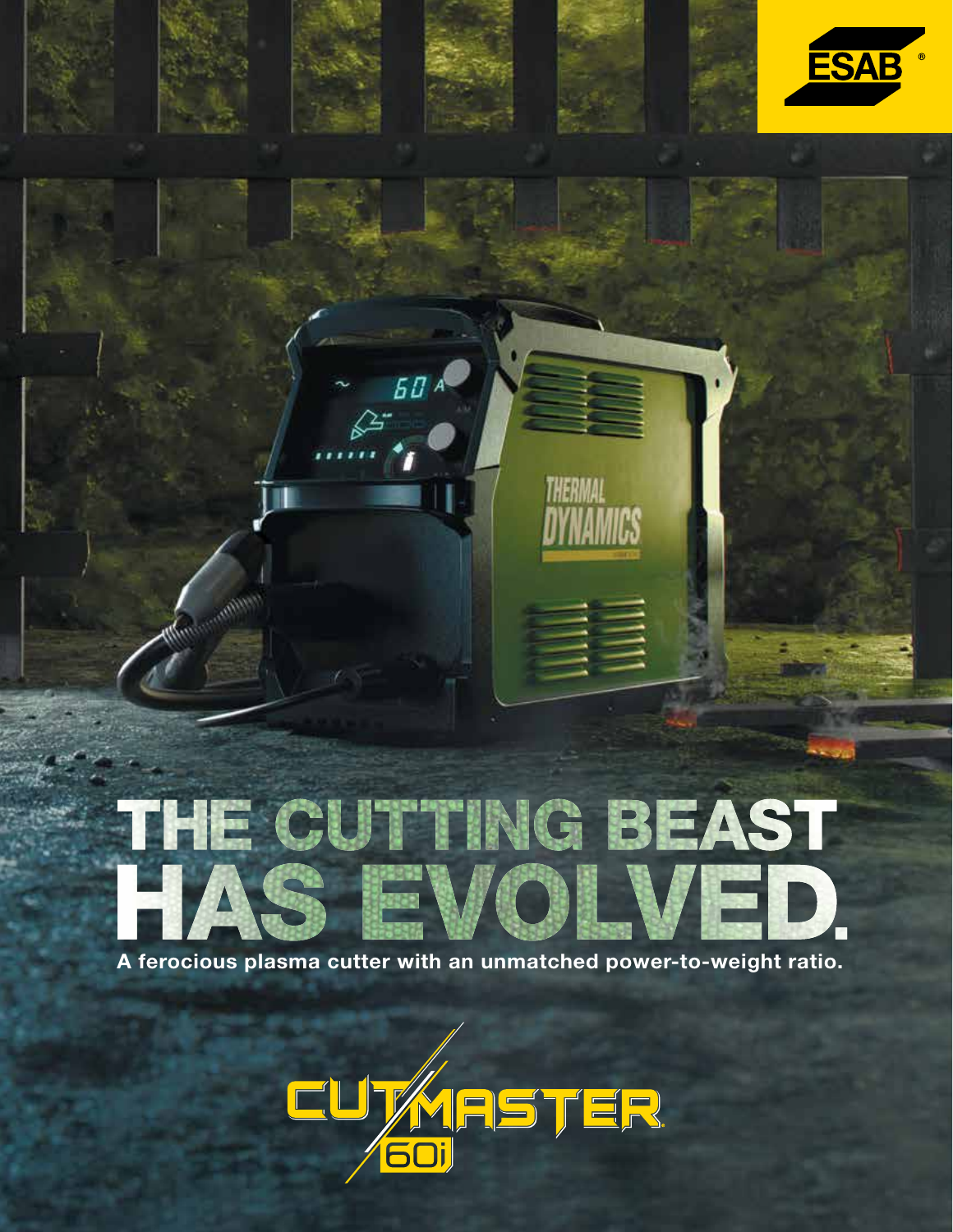# THE CUTTING BEAST HAS EVOLVED.

**A ferocious plasma cutter with an unmatched power-to-weight ratio.**

CUTMASTER 60i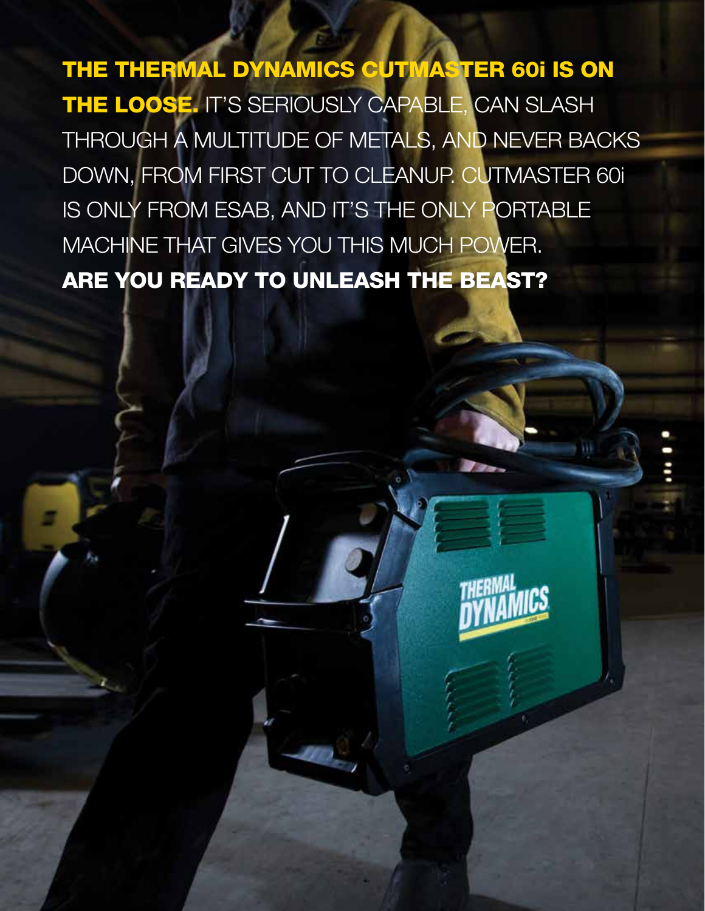**THE THERMAL DYNAMICS CUTMASTER 60i IS ON THE LOOSE.** IT'S SERIOUSLY CAPABLE, CAN SLASH THROUGH A MULTITUDE OF METALS, AND NEVER BACKS DOWN, FROM FIRST CUT TO CLEANUP. CUTMASTER 60i IS ONLY FROM ESAB, AND IT'S THE ONLY PORTABLE MACHINE THAT GIVES YOU THIS MUCH POWER.

**ARE YOU READY TO UNLEASH THE BEAST?**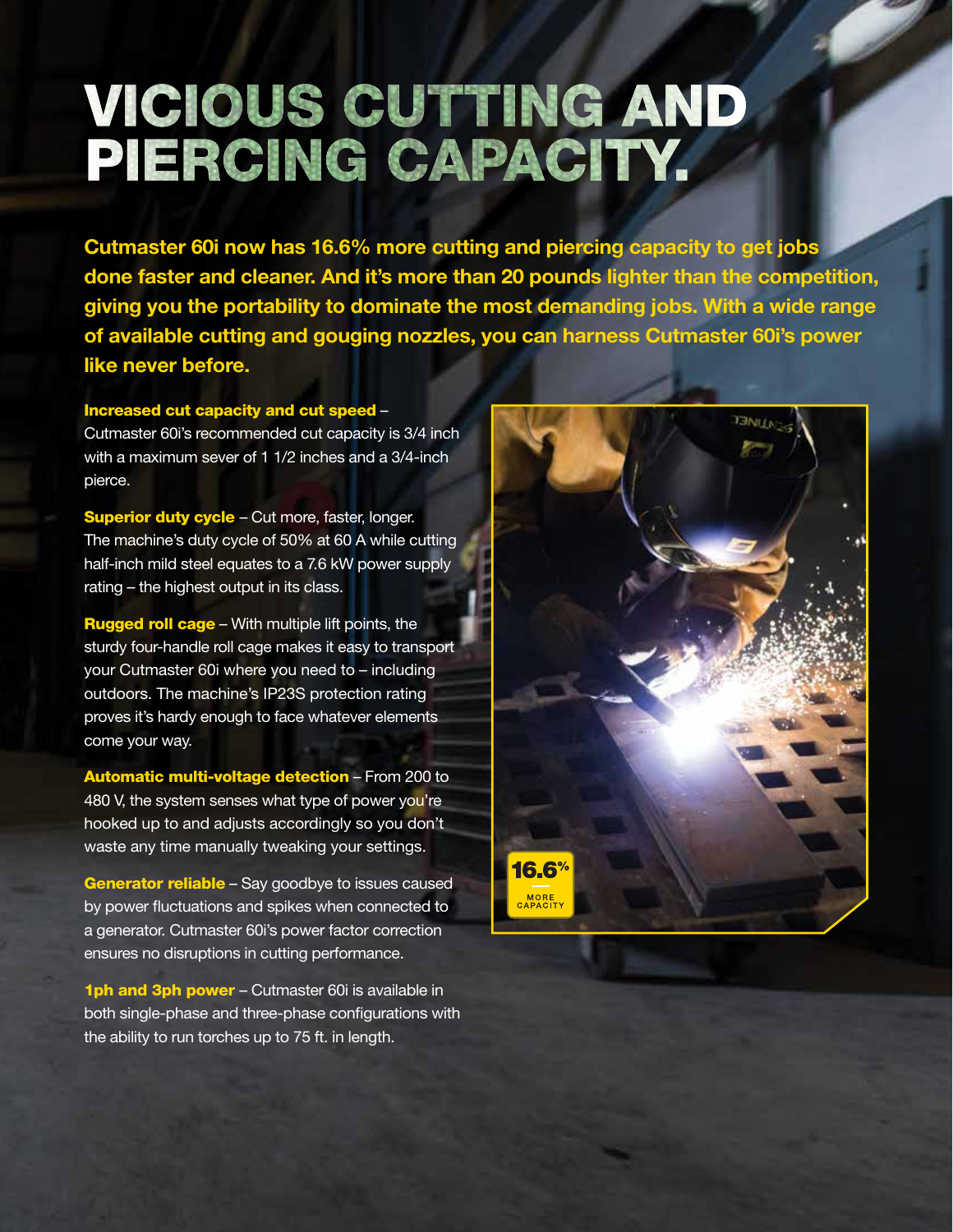# VICIOUS CUTTING AND PIERCING CAPACITY.

**Cutmaster 60i now has 16.6% more cutting and piercing capacity to get jobs done faster and cleaner. And it's more than 20 pounds lighter than the competition, giving you the portability to dominate the most demanding jobs. With a wide range of available cutting and gouging nozzles, you can harness Cutmaster 60i's power like never before.**

**Increased cut capacity and cut speed** – Cutmaster 60i's recommended cut capacity is 3/4 inch with a maximum sever of 1 1/2 inches and a 3/4-inch pierce.

**Superior duty cycle** – Cut more, faster, longer. The machine's duty cycle of 50% at 60 A while cutting half-inch mild steel equates to a 7.6 kW power supply rating – the highest output in its class.

**Rugged roll cage** – With multiple lift points, the sturdy four-handle roll cage makes it easy to transport your Cutmaster 60i where you need to – including outdoors. The machine's IP23S protection rating proves it's hardy enough to face whatever elements come your way.

**Automatic multi-voltage detection** – From 200 to 480 V, the system senses what type of power you're hooked up to and adjusts accordingly so you don't waste any time manually tweaking your settings.

**Generator reliable** – Say goodbye to issues caused by power fluctuations and spikes when connected to a generator. Cutmaster 60i's power factor correction ensures no disruptions in cutting performance.

**1ph and 3ph power** – Cutmaster 60i is available in both single-phase and three-phase configurations with the ability to run torches up to 75 ft. in length.

16.6%

MORE CAPACITY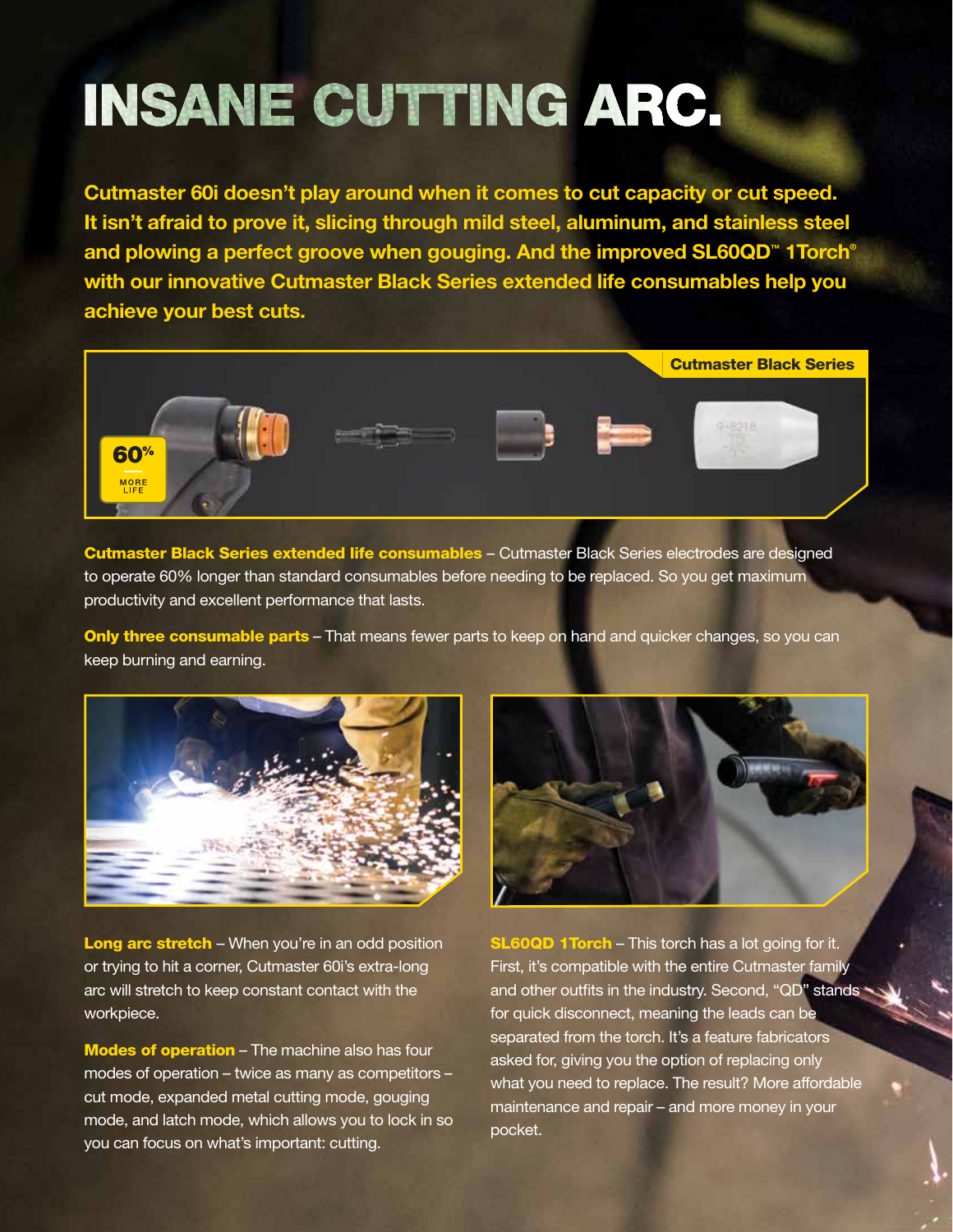# INSANE CUTTING ARC.

**Cutmaster 60i doesn't play around when it comes to cut capacity or cut speed. It isn't afraid to prove it, slicing through mild steel, aluminum, and stainless steel and plowing a perfect groove when gouging. And the improved SL60QD™ 1Torch® with our innovative Cutmaster Black Series extended life consumables help you achieve your best cuts.**

Cutmaster Black Series

60% MORE LIFE

**Cutmaster Black Series extended life consumables** – Cutmaster Black Series electrodes are designed to operate 60% longer than standard consumables before needing to be replaced. So you get maximum productivity and excellent performance that lasts.

**Only three consumable parts** – That means fewer parts to keep on hand and quicker changes, so you can keep burning and earning.

**Long arc stretch** – When you're in an odd position or trying to hit a corner, Cutmaster 60i's extra-long arc will stretch to keep constant contact with the workpiece.

**Modes of operation** – The machine also has four modes of operation – twice as many as competitors – cut mode, expanded metal cutting mode, gouging mode, and latch mode, which allows you to lock in so you can focus on what's important: cutting.

**SL60QD 1Torch** – This torch has a lot going for it. First, it's compatible with the entire Cutmaster family and other outfits in the industry. Second, "QD" stands for quick disconnect, meaning the leads can be separated from the torch. It's a feature fabricators asked for, giving you the option of replacing only what you need to replace. The result? More affordable maintenance and repair – and more money in your pocket.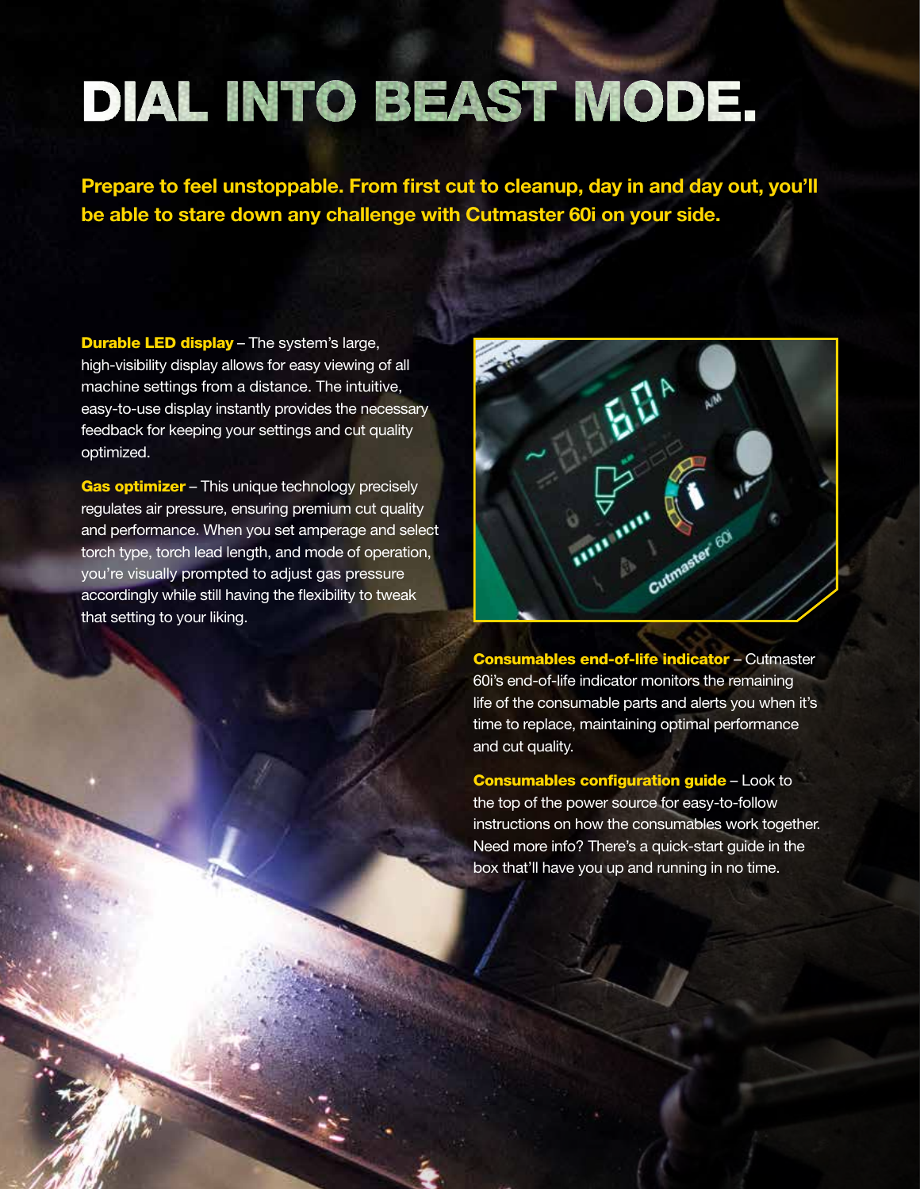# DIAL INTO BEAST MODE.

**Prepare to feel unstoppable. From first cut to cleanup, day in and day out, you'll be able to stare down any challenge with Cutmaster 60i on your side.**

**Durable LED display** – The system's large, high-visibility display allows for easy viewing of all machine settings from a distance. The intuitive, easy-to-use display instantly provides the necessary feedback for keeping your settings and cut quality optimized.

**Gas optimizer** – This unique technology precisely regulates air pressure, ensuring premium cut quality and performance. When you set amperage and select torch type, torch lead length, and mode of operation, you're visually prompted to adjust gas pressure accordingly while still having the flexibility to tweak that setting to your liking.

**Consumables end-of-life indicator** – Cutmaster 60i's end-of-life indicator monitors the remaining life of the consumable parts and alerts you when it's time to replace, maintaining optimal performance and cut quality.

**Consumables configuration guide** – Look to the top of the power source for easy-to-follow instructions on how the consumables work together. Need more info? There's a quick-start guide in the box that'll have you up and running in no time.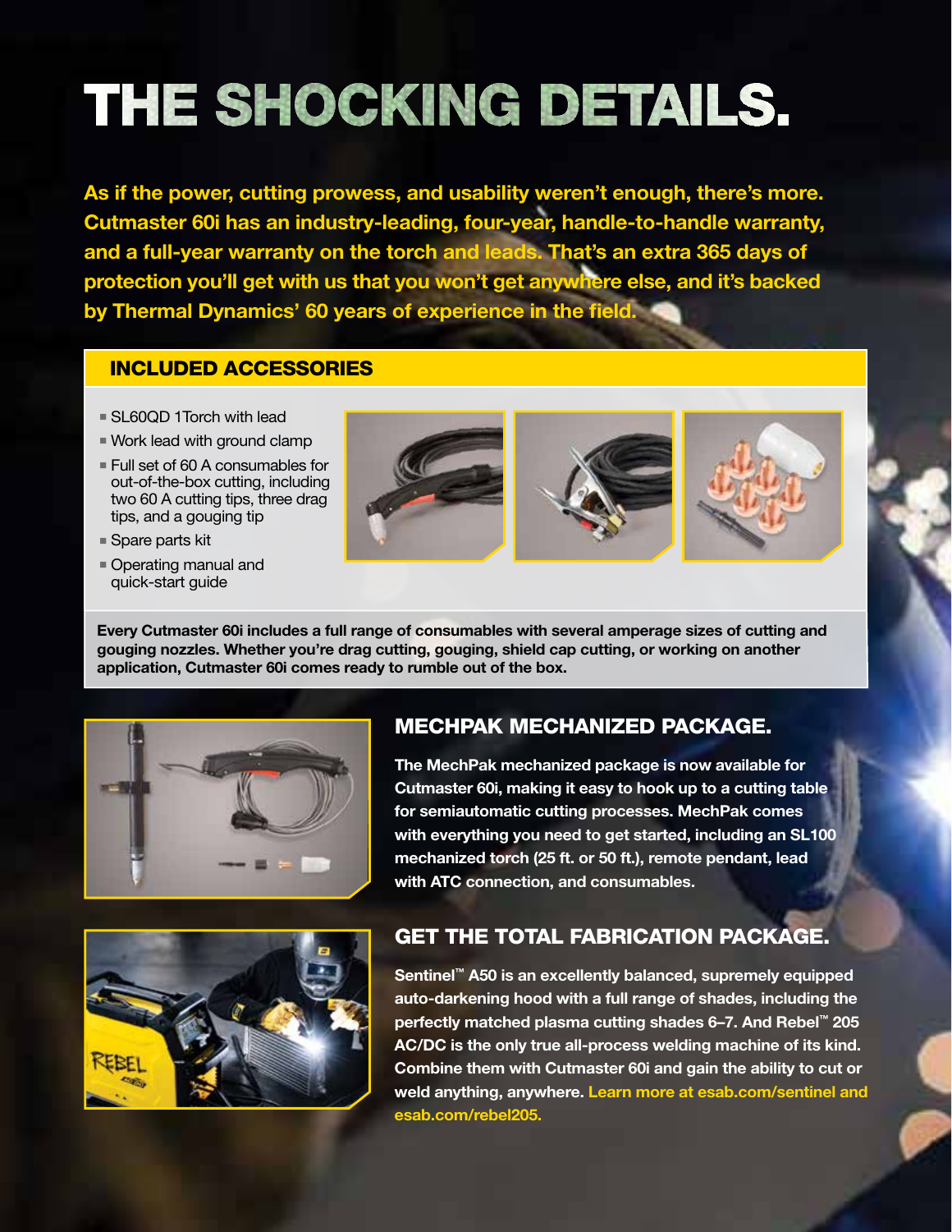# THE SHOCKING DETAILS.

**As if the power, cutting prowess, and usability weren't enough, there's more. Cutmaster 60i has an industry-leading, four-year, handle-to-handle warranty, and a full-year warranty on the torch and leads. That's an extra 365 days of protection you'll get with us that you won't get anywhere else, and it's backed by Thermal Dynamics' 60 years of experience in the field.**

## INCLUDED ACCESSORIES

- SL60QD 1Torch with lead
- Work lead with ground clamp
- Full set of 60 A consumables for out-of-the-box cutting, including two 60 A cutting tips, three drag tips, and a gouging tip
- Spare parts kit
- Operating manual and quick-start guide

**Every Cutmaster 60i includes a full range of consumables with several amperage sizes of cutting and gouging nozzles. Whether you're drag cutting, gouging, shield cap cutting, or working on another application, Cutmaster 60i comes ready to rumble out of the box.**

## MECHPAK MECHANIZED PACKAGE.

**The MechPak mechanized package is now available for Cutmaster 60i, making it easy to hook up to a cutting table for semiautomatic cutting processes. MechPak comes with everything you need to get started, including an SL100 mechanized torch (25 ft. or 50 ft.), remote pendant, lead with ATC connection, and consumables.**

## GET THE TOTAL FABRICATION PACKAGE.

**Sentinel™ A50 is an excellently balanced, supremely equipped auto-darkening hood with a full range of shades, including the perfectly matched plasma cutting shades 6–7. And Rebel™ 205 AC/DC is the only true all-process welding machine of its kind. Combine them with Cutmaster 60i and gain the ability to cut or weld anything, anywhere. Learn more at esab.com/sentinel and esab.com/rebel205.**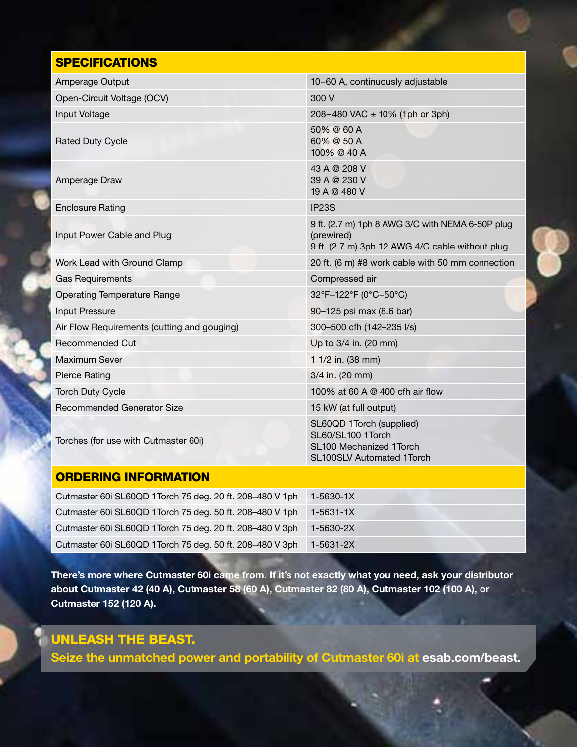## SPECIFICATIONS

| | |
|---|---|
| Amperage Output | 10–60 A, continuously adjustable |
| Open-Circuit Voltage (OCV) | 300 V |
| Input Voltage | 208–480 VAC ± 10% (1ph or 3ph) |
| Rated Duty Cycle | 50% @ 60 A<br>60% @ 50 A<br>100% @ 40 A |
| Amperage Draw | 43 A @ 208 V<br>39 A @ 230 V<br>19 A @ 480 V |
| Enclosure Rating | IP23S |
| Input Power Cable and Plug | 9 ft. (2.7 m) 1ph 8 AWG 3/C with NEMA 6-50P plug (prewired)<br>9 ft. (2.7 m) 3ph 12 AWG 4/C cable without plug |
| Work Lead with Ground Clamp | 20 ft. (6 m) #8 work cable with 50 mm connection |
| Gas Requirements | Compressed air |
| Operating Temperature Range | 32°F–122°F (0°C–50°C) |
| Input Pressure | 90–125 psi max (8.6 bar) |
| Air Flow Requirements (cutting and gouging) | 300–500 cfh (142–235 l/s) |
| Recommended Cut | Up to 3/4 in. (20 mm) |
| Maximum Sever | 1 1/2 in. (38 mm) |
| Pierce Rating | 3/4 in. (20 mm) |
| Torch Duty Cycle | 100% at 60 A @ 400 cfh air flow |
| Recommended Generator Size | 15 kW (at full output) |
| Torches (for use with Cutmaster 60i) | SL60QD 1Torch (supplied)<br>SL60/SL100 1Torch<br>SL100 Mechanized 1Torch<br>SL100SLV Automated 1Torch |

## ORDERING INFORMATION

| | |
|---|---|
| Cutmaster 60i SL60QD 1Torch 75 deg. 20 ft. 208–480 V 1ph | 1-5630-1X |
| Cutmaster 60i SL60QD 1Torch 75 deg. 50 ft. 208–480 V 1ph | 1-5631-1X |
| Cutmaster 60i SL60QD 1Torch 75 deg. 20 ft. 208–480 V 3ph | 1-5630-2X |
| Cutmaster 60i SL60QD 1Torch 75 deg. 50 ft. 208–480 V 3ph | 1-5631-2X |

**There's more where Cutmaster 60i came from. If it's not exactly what you need, ask your distributor about Cutmaster 42 (40 A), Cutmaster 58 (60 A), Cutmaster 82 (80 A), Cutmaster 102 (100 A), or Cutmaster 152 (120 A).**

## UNLEASH THE BEAST.

**Seize the unmatched power and portability of Cutmaster 60i at esab.com/beast.**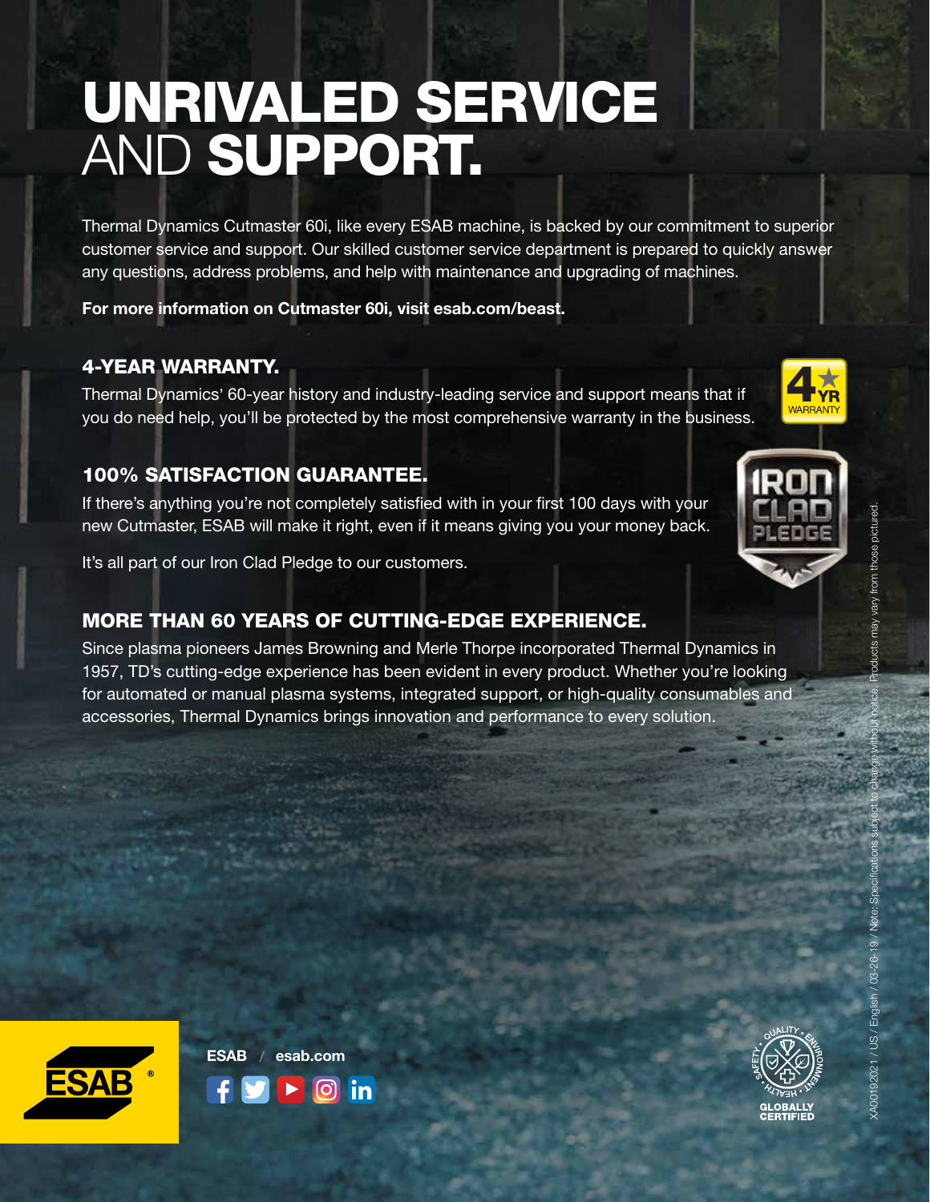# UNRIVALED SERVICE AND SUPPORT.

Thermal Dynamics Cutmaster 60i, like every ESAB machine, is backed by our commitment to superior customer service and support. Our skilled customer service department is prepared to quickly answer any questions, address problems, and help with maintenance and upgrading of machines.

**For more information on Cutmaster 60i, visit esab.com/beast.**

## 4-YEAR WARRANTY.

Thermal Dynamics' 60-year history and industry-leading service and support means that if you do need help, you'll be protected by the most comprehensive warranty in the business.

4 YR WARRANTY

## 100% SATISFACTION GUARANTEE.

If there's anything you're not completely satisfied with in your first 100 days with your new Cutmaster, ESAB will make it right, even if it means giving you your money back.

It's all part of our Iron Clad Pledge to our customers.

IRON CLAD PLEDGE

## MORE THAN 60 YEARS OF CUTTING-EDGE EXPERIENCE.

Since plasma pioneers James Browning and Merle Thorpe incorporated Thermal Dynamics in 1957, TD's cutting-edge experience has been evident in every product. Whether you're looking for automated or manual plasma systems, integrated support, or high-quality consumables and accessories, Thermal Dynamics brings innovation and performance to every solution.

ESAB / esab.com

SAFETY · QUALITY · ENVIRONMENT · HEALTH
GLOBALLY CERTIFIED

XA00192021 / US / English / 03-26-19 / Note: Specifications subject to change without notice. Products may vary from those pictured.